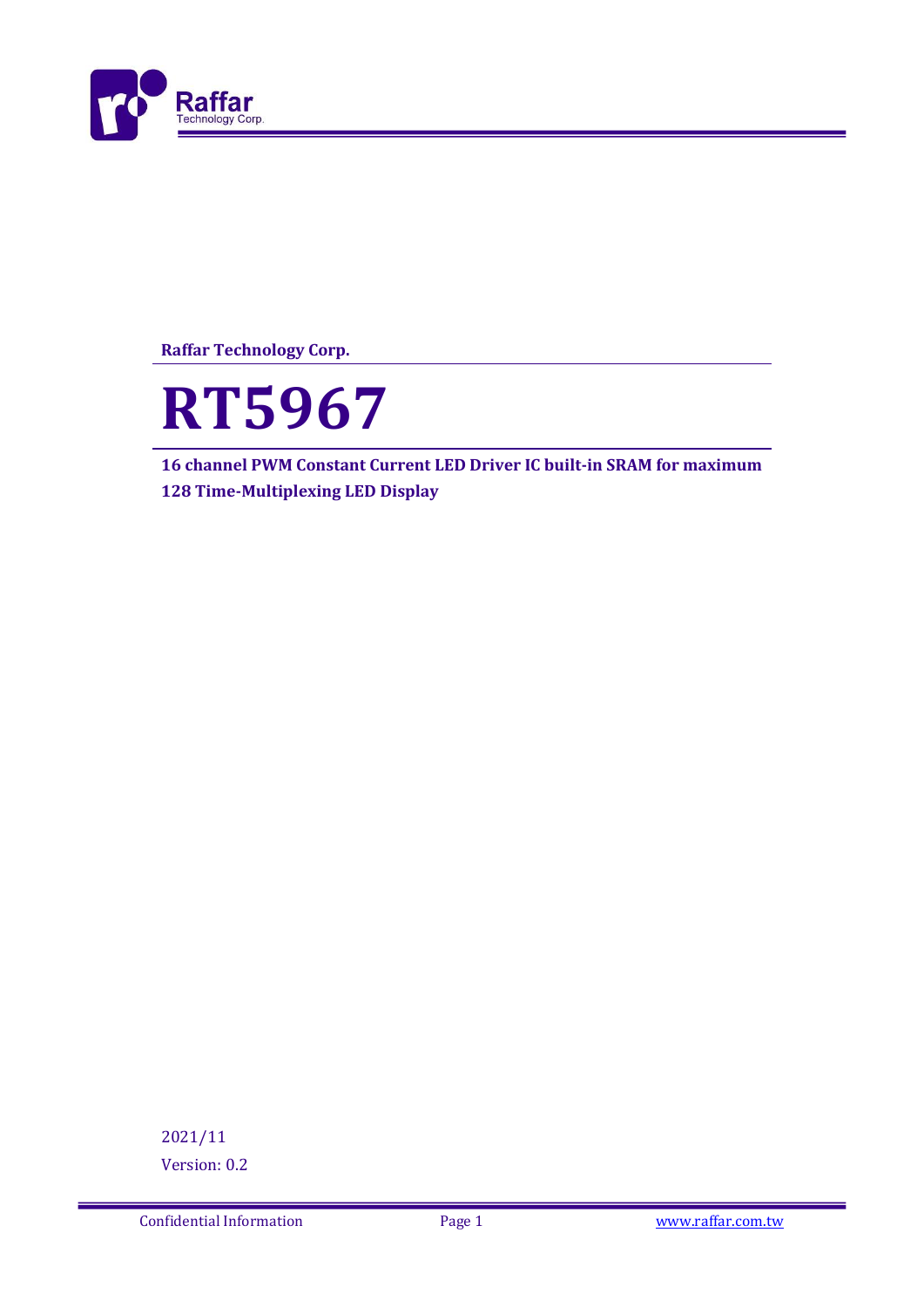**Raffar Technology Corp.**

# RT5967

**16 channel PWM Constant Current LED Driver IC built-in SRAM for maximum 128 Time-Multiplexing LED Display**

2021/11

Version: 0.2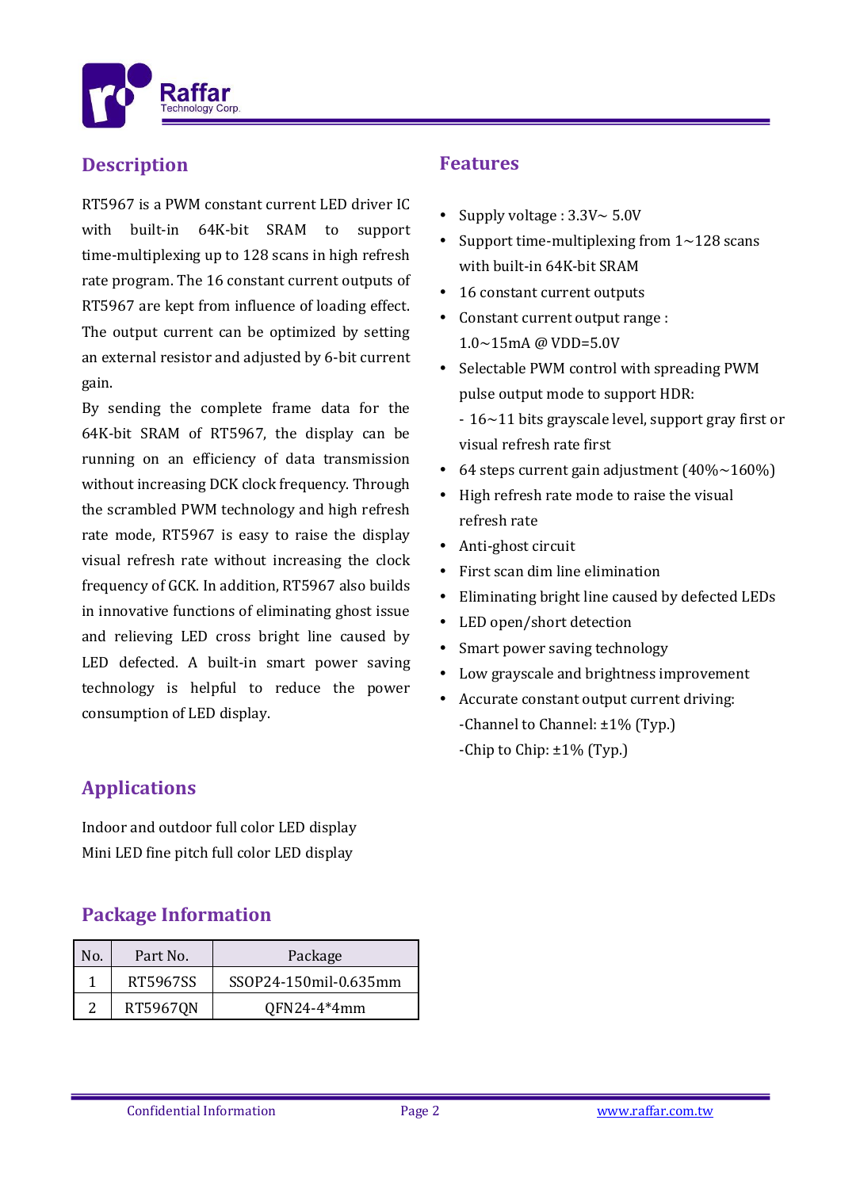## Description

RT5967 is a PWM constant current LED driver IC with built-in 64K-bit SRAM to support time-multiplexing up to 128 scans in high refresh rate program. The 16 constant current outputs of RT5967 are kept from influence of loading effect. The output current can be optimized by setting an external resistor and adjusted by 6-bit current gain.

By sending the complete frame data for the 64K-bit SRAM of RT5967, the display can be running on an efficiency of data transmission without increasing DCK clock frequency. Through the scrambled PWM technology and high refresh rate mode, RT5967 is easy to raise the display visual refresh rate without increasing the clock frequency of GCK. In addition, RT5967 also builds in innovative functions of eliminating ghost issue and relieving LED cross bright line caused by LED defected. A built-in smart power saving technology is helpful to reduce the power consumption of LED display.

## Features

- Supply voltage : 3.3V~ 5.0V
- Support time-multiplexing from 1~128 scans with built-in 64K-bit SRAM
- 16 constant current outputs
- Constant current output range : 1.0~15mA @ VDD=5.0V
- Selectable PWM control with spreading PWM pulse output mode to support HDR:
  - 16~11 bits grayscale level, support gray first or visual refresh rate first
- 64 steps current gain adjustment (40%~160%)
- High refresh rate mode to raise the visual refresh rate
- Anti-ghost circuit
- First scan dim line elimination
- Eliminating bright line caused by defected LEDs
- LED open/short detection
- Smart power saving technology
- Low grayscale and brightness improvement
- Accurate constant output current driving:
  -Channel to Channel: ±1% (Typ.)
  -Chip to Chip: ±1% (Typ.)

## Applications

Indoor and outdoor full color LED display
Mini LED fine pitch full color LED display

## Package Information

| No. | Part No. | Package |
|---|---|---|
| 1 | RT5967SS | SSOP24-150mil-0.635mm |
| 2 | RT5967QN | QFN24-4*4mm |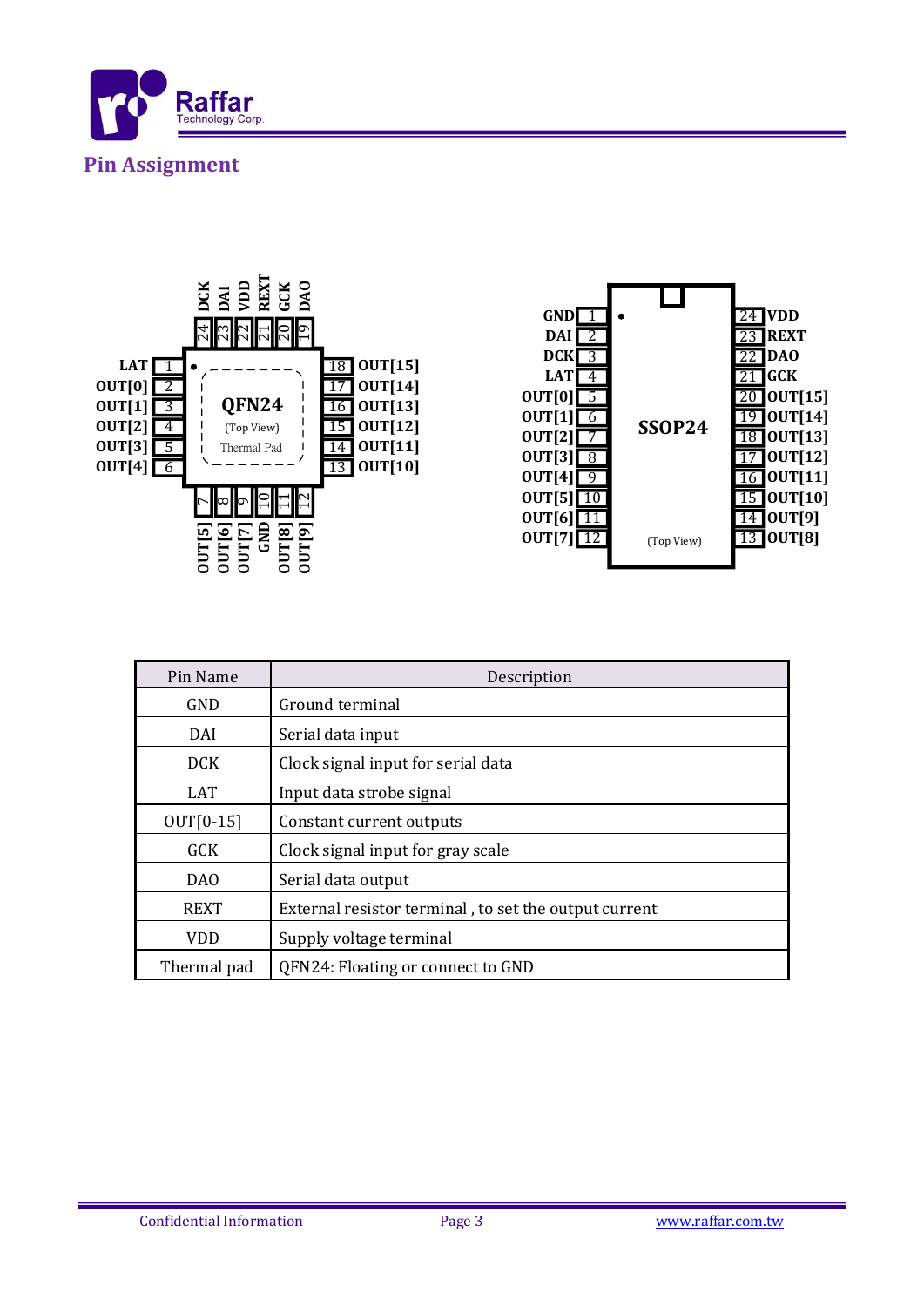## Pin Assignment

**QFN24 (Top View)**

| Pin | Name |
|---|---|
| 1 | LAT |
| 2 | OUT[0] |
| 3 | OUT[1] |
| 4 | OUT[2] |
| 5 | OUT[3] |
| 6 | OUT[4] |
| 7 | OUT[5] |
| 8 | OUT[6] |
| 9 | OUT[7] |
| 10 | GND |
| 11 | OUT[8] |
| 12 | OUT[9] |
| 13 | OUT[10] |
| 14 | OUT[11] |
| 15 | OUT[12] |
| 16 | OUT[13] |
| 17 | OUT[14] |
| 18 | OUT[15] |
| 19 | DAO |
| 20 | GCK |
| 21 | REXT |
| 22 | VDD |
| 23 | DAI |
| 24 | DCK |

Thermal Pad

**SSOP24 (Top View)**

| Pin | Name | Pin | Name |
|---|---|---|---|
| 1 | GND | 24 | VDD |
| 2 | DAI | 23 | REXT |
| 3 | DCK | 22 | DAO |
| 4 | LAT | 21 | GCK |
| 5 | OUT[0] | 20 | OUT[15] |
| 6 | OUT[1] | 19 | OUT[14] |
| 7 | OUT[2] | 18 | OUT[13] |
| 8 | OUT[3] | 17 | OUT[12] |
| 9 | OUT[4] | 16 | OUT[11] |
| 10 | OUT[5] | 15 | OUT[10] |
| 11 | OUT[6] | 14 | OUT[9] |
| 12 | OUT[7] | 13 | OUT[8] |

| Pin Name | Description |
|---|---|
| GND | Ground terminal |
| DAI | Serial data input |
| DCK | Clock signal input for serial data |
| LAT | Input data strobe signal |
| OUT[0-15] | Constant current outputs |
| GCK | Clock signal input for gray scale |
| DAO | Serial data output |
| REXT | External resistor terminal , to set the output current |
| VDD | Supply voltage terminal |
| Thermal pad | QFN24: Floating or connect to GND |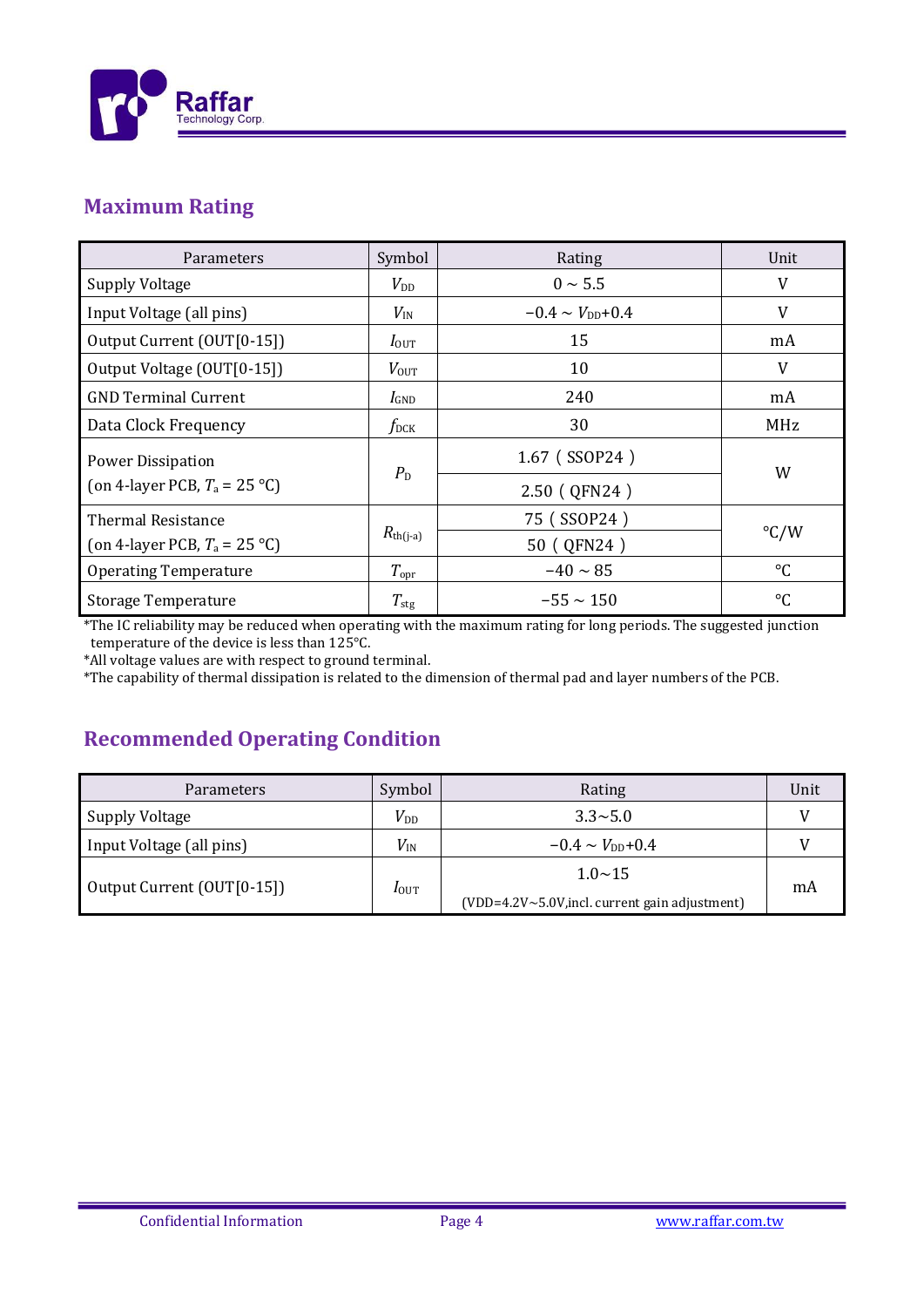## Maximum Rating

| Parameters | Symbol | Rating | Unit |
|---|---|---|---|
| Supply Voltage | $V_{DD}$ | 0 ~ 5.5 | V |
| Input Voltage (all pins) | $V_{IN}$ | −0.4 ~ $V_{DD}$+0.4 | V |
| Output Current (OUT[0-15]) | $I_{OUT}$ | 15 | mA |
| Output Voltage (OUT[0-15]) | $V_{OUT}$ | 10 | V |
| GND Terminal Current | $I_{GND}$ | 240 | mA |
| Data Clock Frequency | $f_{DCK}$ | 30 | MHz |
| Power Dissipation (on 4-layer PCB, $T_a$ = 25 °C) | $P_D$ | 1.67 ( SSOP24 ) | W |
| | | 2.50 ( QFN24 ) | |
| Thermal Resistance (on 4-layer PCB, $T_a$ = 25 °C) | $R_{th(j-a)}$ | 75 ( SSOP24 ) | °C/W |
| | | 50 ( QFN24 ) | |
| Operating Temperature | $T_{opr}$ | −40 ~ 85 | °C |
| Storage Temperature | $T_{stg}$ | −55 ~ 150 | °C |

*The IC reliability may be reduced when operating with the maximum rating for long periods. The suggested junction temperature of the device is less than 125°C.
*All voltage values are with respect to ground terminal.
*The capability of thermal dissipation is related to the dimension of thermal pad and layer numbers of the PCB.

## Recommended Operating Condition

| Parameters | Symbol | Rating | Unit |
|---|---|---|---|
| Supply Voltage | $V_{DD}$ | 3.3~5.0 | V |
| Input Voltage (all pins) | $V_{IN}$ | −0.4 ~ $V_{DD}$+0.4 | V |
| Output Current (OUT[0-15]) | $I_{OUT}$ | 1.0~15 (VDD=4.2V~5.0V,incl. current gain adjustment) | mA |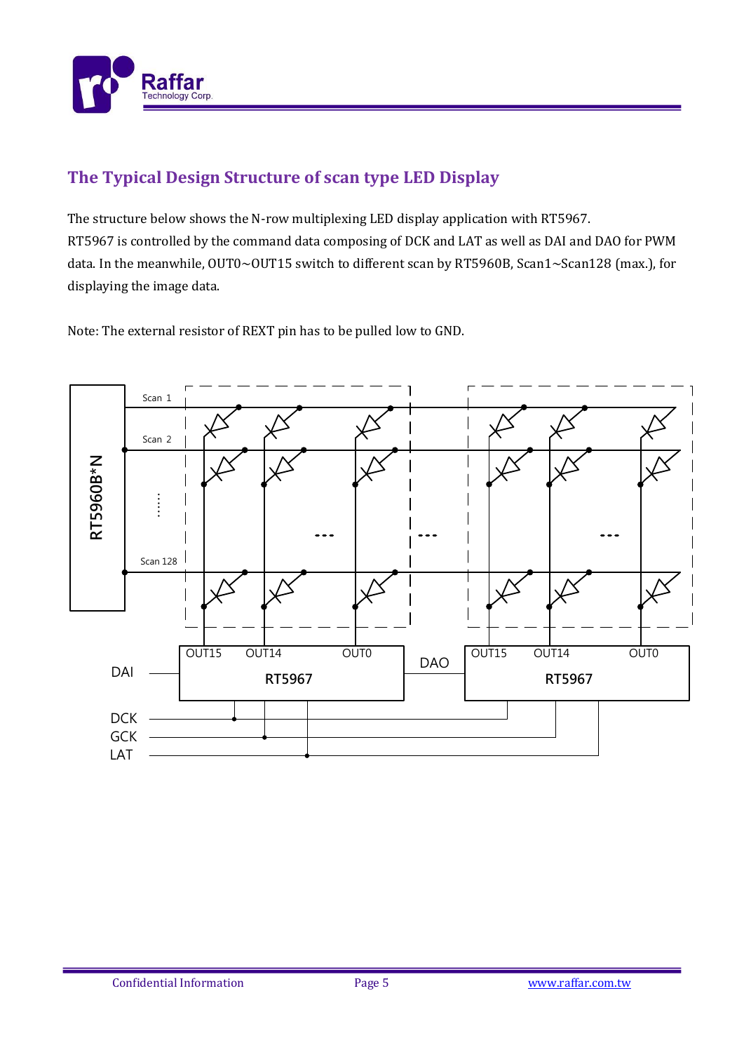## The Typical Design Structure of scan type LED Display

The structure below shows the N-row multiplexing LED display application with RT5967.
RT5967 is controlled by the command data composing of DCK and LAT as well as DAI and DAO for PWM data. In the meanwhile, OUT0~OUT15 switch to different scan by RT5960B, Scan1~Scan128 (max.), for displaying the image data.

Note: The external resistor of REXT pin has to be pulled low to GND.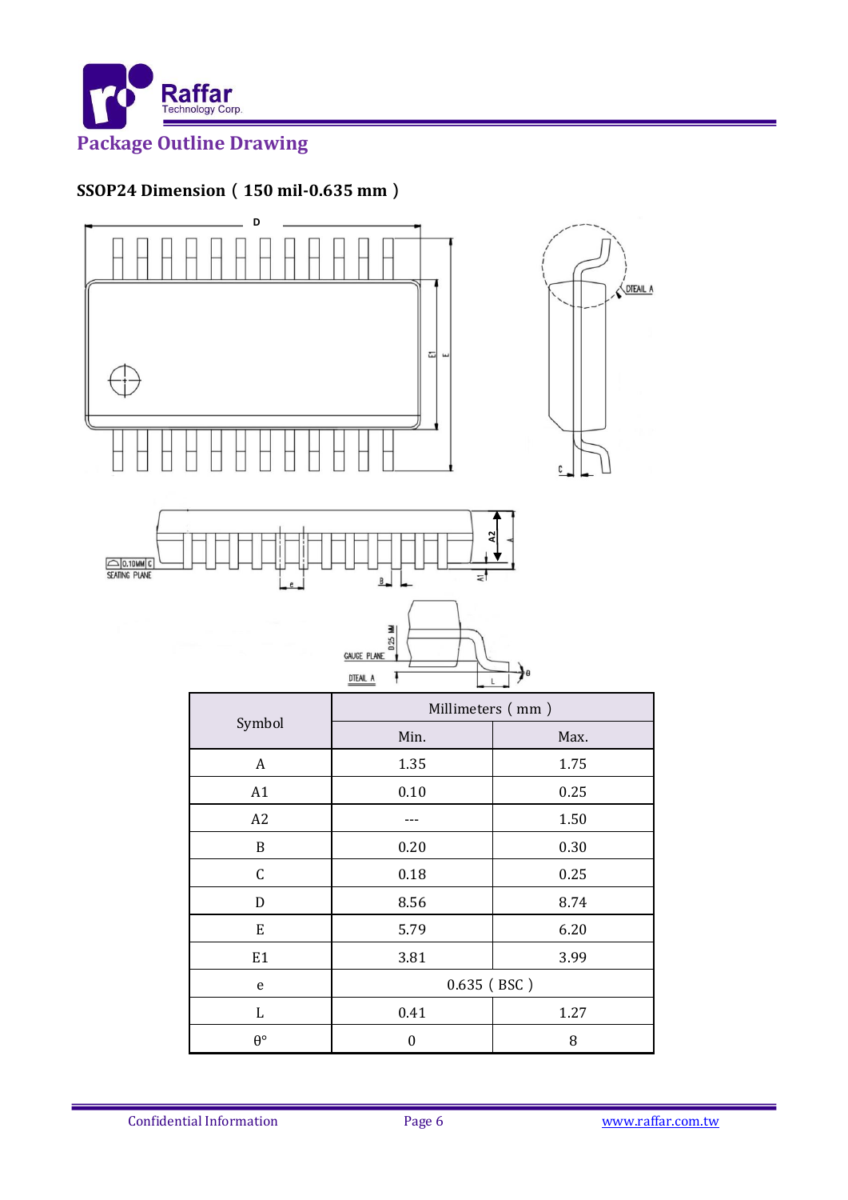## Package Outline Drawing

### SSOP24 Dimension ( 150 mil-0.635 mm )

| Symbol | Millimeters ( mm ) | |
|---|---|---|
| | Min. | Max. |
| A | 1.35 | 1.75 |
| A1 | 0.10 | 0.25 |
| A2 | --- | 1.50 |
| B | 0.20 | 0.30 |
| C | 0.18 | 0.25 |
| D | 8.56 | 8.74 |
| E | 5.79 | 6.20 |
| E1 | 3.81 | 3.99 |
| e | 0.635 ( BSC ) | |
| L | 0.41 | 1.27 |
| θ° | 0 | 8 |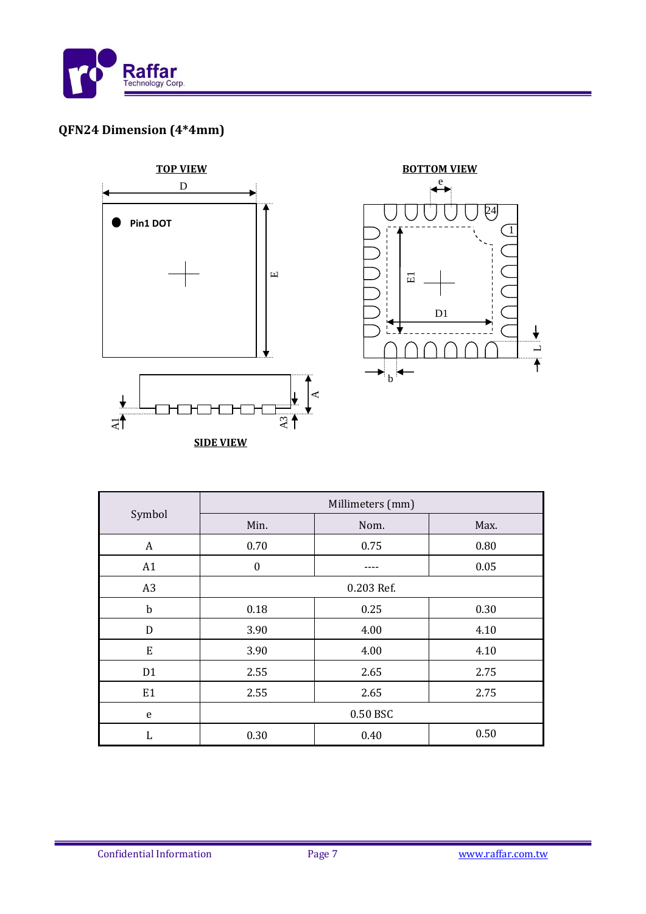## QFN24 Dimension (4*4mm)

TOP VIEW

BOTTOM VIEW

SIDE VIEW

| Symbol | Millimeters (mm) | | |
|---|---|---|---|
| | Min. | Nom. | Max. |
| A | 0.70 | 0.75 | 0.80 |
| A1 | 0 | ---- | 0.05 |
| A3 | 0.203 Ref. | | |
| b | 0.18 | 0.25 | 0.30 |
| D | 3.90 | 4.00 | 4.10 |
| E | 3.90 | 4.00 | 4.10 |
| D1 | 2.55 | 2.65 | 2.75 |
| E1 | 2.55 | 2.65 | 2.75 |
| e | 0.50 BSC | | |
| L | 0.30 | 0.40 | 0.50 |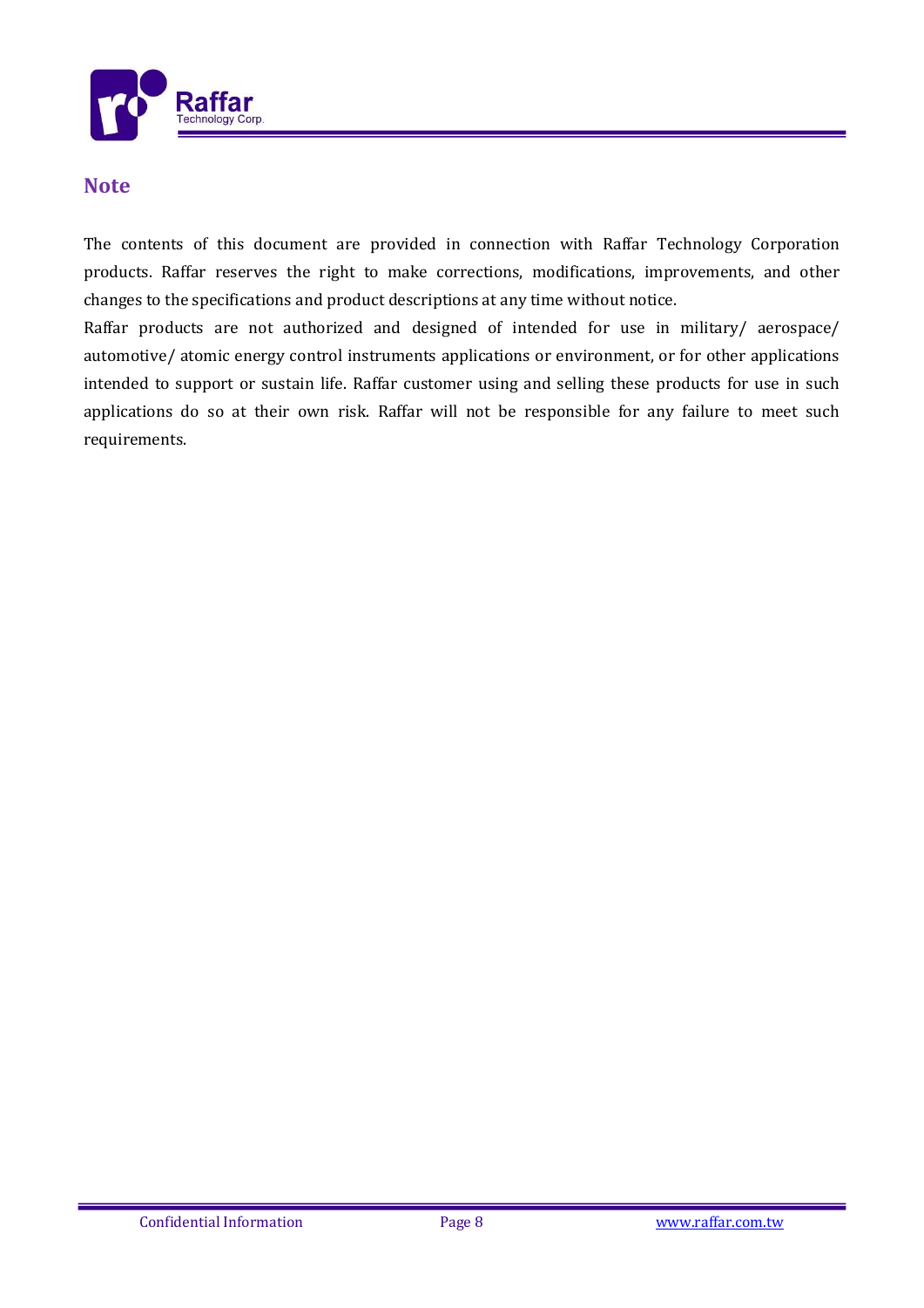## Note

The contents of this document are provided in connection with Raffar Technology Corporation products. Raffar reserves the right to make corrections, modifications, improvements, and other changes to the specifications and product descriptions at any time without notice.
Raffar products are not authorized and designed of intended for use in military/ aerospace/ automotive/ atomic energy control instruments applications or environment, or for other applications intended to support or sustain life. Raffar customer using and selling these products for use in such applications do so at their own risk. Raffar will not be responsible for any failure to meet such requirements.